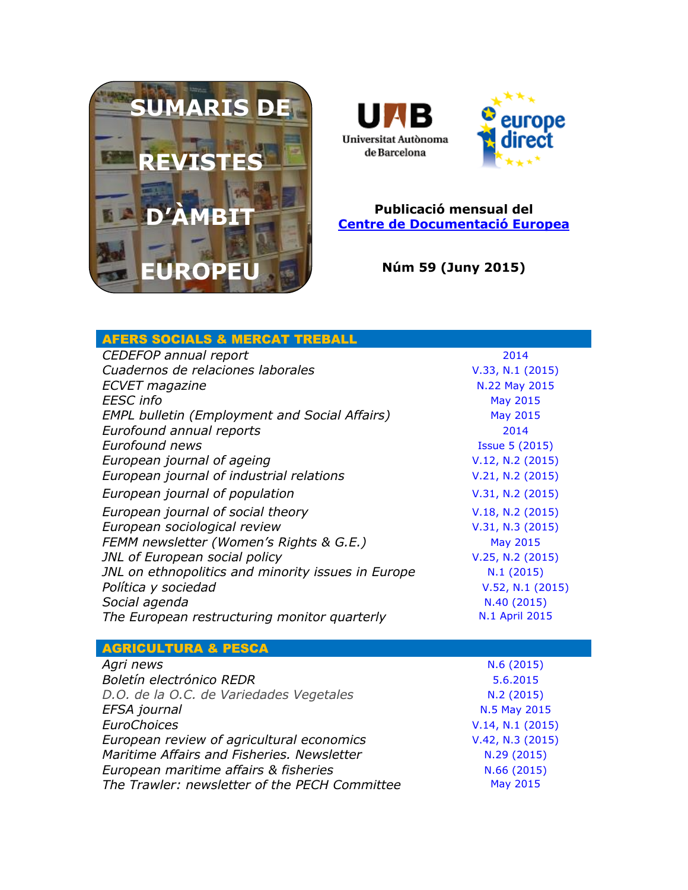# SUMARIS DE REVISTES D'ÀMBIT EUROPEU

Universitat Autònoma de Barcelona

europe direct

**Publicació mensual del**
**[Centre de Documentació Europea]()**

**Núm 59 (Juny 2015)**

## AFERS SOCIALS & MERCAT TREBALL

| | |
|---|---|
| *CEDEFOP annual report* | 2014 |
| *Cuadernos de relaciones laborales* | V.33, N.1 (2015) |
| *ECVET magazine* | N.22 May 2015 |
| *EESC info* | May 2015 |
| *EMPL bulletin (Employment and Social Affairs)* | May 2015 |
| *Eurofound annual reports* | 2014 |
| *Eurofound news* | Issue 5 (2015) |
| *European journal of ageing* | V.12, N.2 (2015) |
| *European journal of industrial relations* | V.21, N.2 (2015) |
| *European journal of population* | V.31, N.2 (2015) |
| *European journal of social theory* | V.18, N.2 (2015) |
| *European sociological review* | V.31, N.3 (2015) |
| *FEMM newsletter (Women's Rights & G.E.)* | May 2015 |
| *JNL of European social policy* | V.25, N.2 (2015) |
| *JNL on ethnopolitics and minority issues in Europe* | N.1 (2015) |
| *Política y sociedad* | V.52, N.1 (2015) |
| *Social agenda* | N.40 (2015) |
| *The European restructuring monitor quarterly* | N.1 April 2015 |

## AGRICULTURA & PESCA

| | |
|---|---|
| *Agri news* | N.6 (2015) |
| *Boletín electrónico REDR* | 5.6.2015 |
| *D.O. de la O.C. de Variedades Vegetales* | N.2 (2015) |
| *EFSA journal* | N.5 May 2015 |
| *EuroChoices* | V.14, N.1 (2015) |
| *European review of agricultural economics* | V.42, N.3 (2015) |
| *Maritime Affairs and Fisheries. Newsletter* | N.29 (2015) |
| *European maritime affairs & fisheries* | N.66 (2015) |
| *The Trawler: newsletter of the PECH Committee* | May 2015 |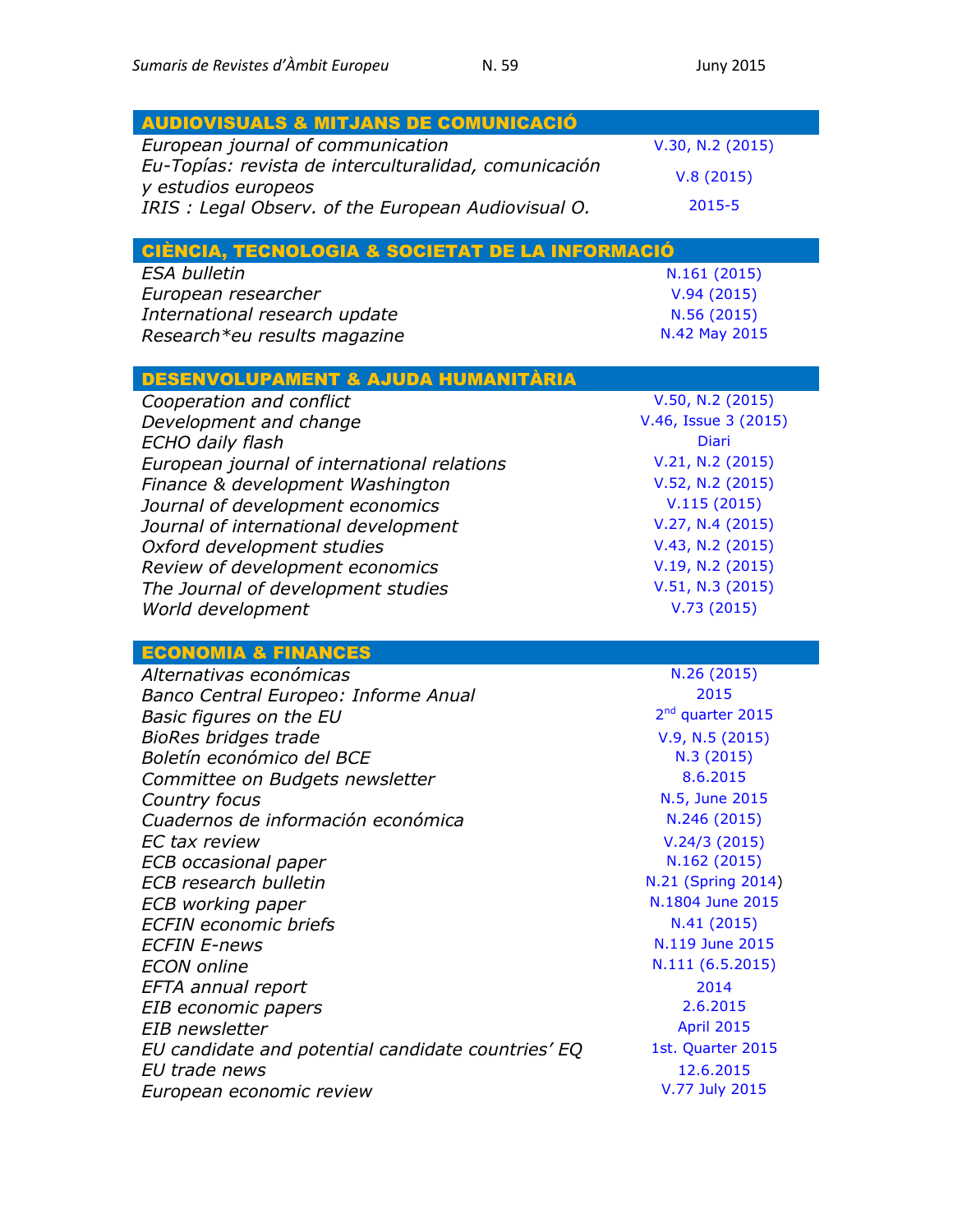## AUDIOVISUALS & MITJANS DE COMUNICACIÓ

| | |
|---|---|
| *European journal of communication* | V.30, N.2 (2015) |
| *Eu-Topías: revista de interculturalidad, comunicación y estudios europeos* | V.8 (2015) |
| *IRIS : Legal Observ. of the European Audiovisual O.* | 2015-5 |

## CIÈNCIA, TECNOLOGIA & SOCIETAT DE LA INFORMACIÓ

| | |
|---|---|
| *ESA bulletin* | N.161 (2015) |
| *European researcher* | V.94 (2015) |
| *International research update* | N.56 (2015) |
| *Research*eu results magazine* | N.42 May 2015 |

## DESENVOLUPAMENT & AJUDA HUMANITÀRIA

| | |
|---|---|
| *Cooperation and conflict* | V.50, N.2 (2015) |
| *Development and change* | V.46, Issue 3 (2015) |
| *ECHO daily flash* | Diari |
| *European journal of international relations* | V.21, N.2 (2015) |
| *Finance & development Washington* | V.52, N.2 (2015) |
| *Journal of development economics* | V.115 (2015) |
| *Journal of international development* | V.27, N.4 (2015) |
| *Oxford development studies* | V.43, N.2 (2015) |
| *Review of development economics* | V.19, N.2 (2015) |
| *The Journal of development studies* | V.51, N.3 (2015) |
| *World development* | V.73 (2015) |

## ECONOMIA & FINANCES

| | |
|---|---|
| *Alternativas económicas* | N.26 (2015) |
| *Banco Central Europeo: Informe Anual* | 2015 |
| *Basic figures on the EU* | 2nd quarter 2015 |
| *BioRes bridges trade* | V.9, N.5 (2015) |
| *Boletín económico del BCE* | N.3 (2015) |
| *Committee on Budgets newsletter* | 8.6.2015 |
| *Country focus* | N.5, June 2015 |
| *Cuadernos de información económica* | N.246 (2015) |
| *EC tax review* | V.24/3 (2015) |
| *ECB occasional paper* | N.162 (2015) |
| *ECB research bulletin* | N.21 (Spring 2014) |
| *ECB working paper* | N.1804 June 2015 |
| *ECFIN economic briefs* | N.41 (2015) |
| *ECFIN E-news* | N.119 June 2015 |
| *ECON online* | N.111 (6.5.2015) |
| *EFTA annual report* | 2014 |
| *EIB economic papers* | 2.6.2015 |
| *EIB newsletter* | April 2015 |
| *EU candidate and potential candidate countries' EQ* | 1st. Quarter 2015 |
| *EU trade news* | 12.6.2015 |
| *European economic review* | V.77 July 2015 |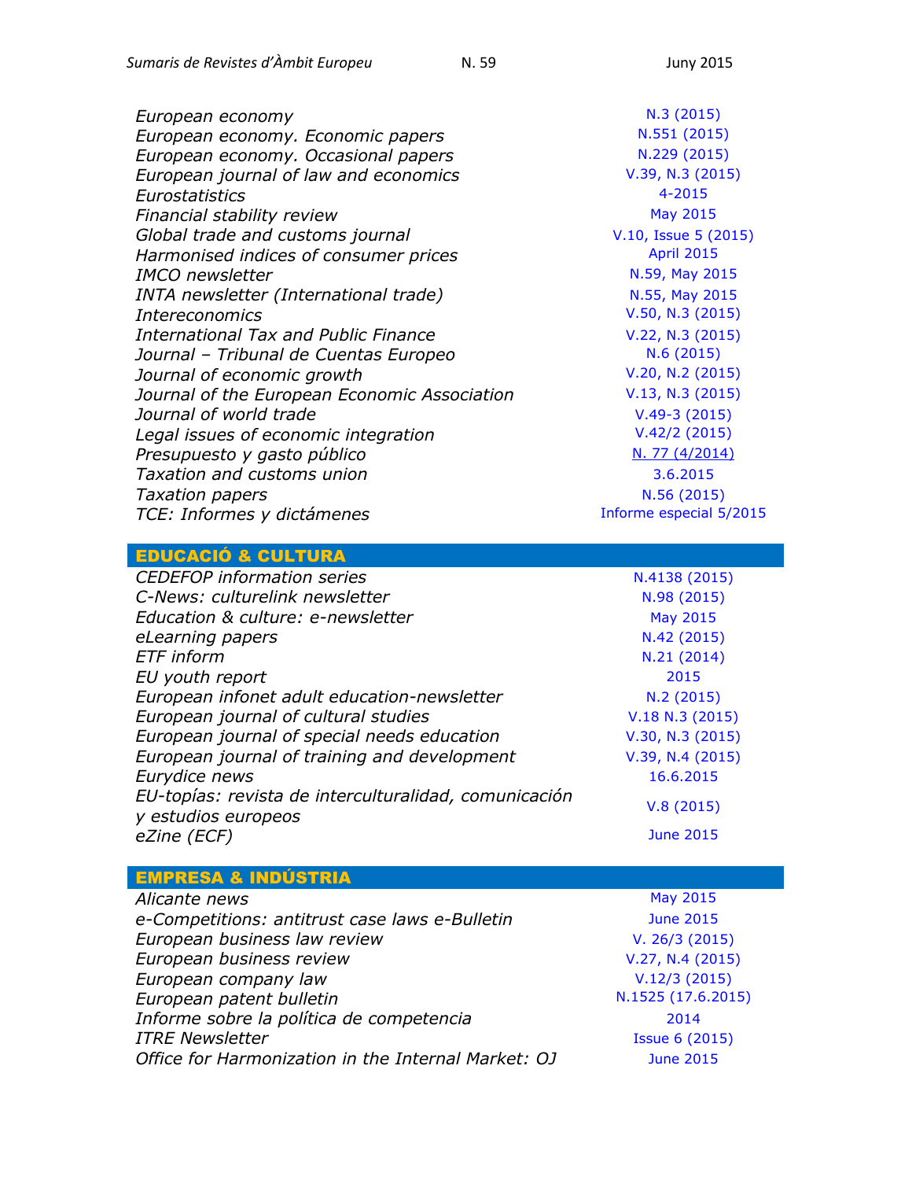| | |
|---|---|
| *European economy* | N.3 (2015) |
| *European economy. Economic papers* | N.551 (2015) |
| *European economy. Occasional papers* | N.229 (2015) |
| *European journal of law and economics* | V.39, N.3 (2015) |
| *Eurostatistics* | 4-2015 |
| *Financial stability review* | May 2015 |
| *Global trade and customs journal* | V.10, Issue 5 (2015) |
| *Harmonised indices of consumer prices* | April 2015 |
| *IMCO newsletter* | N.59, May 2015 |
| *INTA newsletter (International trade)* | N.55, May 2015 |
| *Intereconomics* | V.50, N.3 (2015) |
| *International Tax and Public Finance* | V.22, N.3 (2015) |
| *Journal – Tribunal de Cuentas Europeo* | N.6 (2015) |
| *Journal of economic growth* | V.20, N.2 (2015) |
| *Journal of the European Economic Association* | V.13, N.3 (2015) |
| *Journal of world trade* | V.49-3 (2015) |
| *Legal issues of economic integration* | V.42/2 (2015) |
| *Presupuesto y gasto público* | N. 77 (4/2014) |
| *Taxation and customs union* | 3.6.2015 |
| *Taxation papers* | N.56 (2015) |
| *TCE: Informes y dictámenes* | Informe especial 5/2015 |

## EDUCACIÓ & CULTURA

| | |
|---|---|
| *CEDEFOP information series* | N.4138 (2015) |
| *C-News: culturelink newsletter* | N.98 (2015) |
| *Education & culture: e-newsletter* | May 2015 |
| *eLearning papers* | N.42 (2015) |
| *ETF inform* | N.21 (2014) |
| *EU youth report* | 2015 |
| *European infonet adult education-newsletter* | N.2 (2015) |
| *European journal of cultural studies* | V.18 N.3 (2015) |
| *European journal of special needs education* | V.30, N.3 (2015) |
| *European journal of training and development* | V.39, N.4 (2015) |
| *Eurydice news* | 16.6.2015 |
| *EU-topías: revista de interculturalidad, comunicación y estudios europeos* | V.8 (2015) |
| *eZine (ECF)* | June 2015 |

## EMPRESA & INDÚSTRIA

| | |
|---|---|
| *Alicante news* | May 2015 |
| *e-Competitions: antitrust case laws e-Bulletin* | June 2015 |
| *European business law review* | V. 26/3 (2015) |
| *European business review* | V.27, N.4 (2015) |
| *European company law* | V.12/3 (2015) |
| *European patent bulletin* | N.1525 (17.6.2015) |
| *Informe sobre la política de competencia* | 2014 |
| *ITRE Newsletter* | Issue 6 (2015) |
| *Office for Harmonization in the Internal Market: OJ* | June 2015 |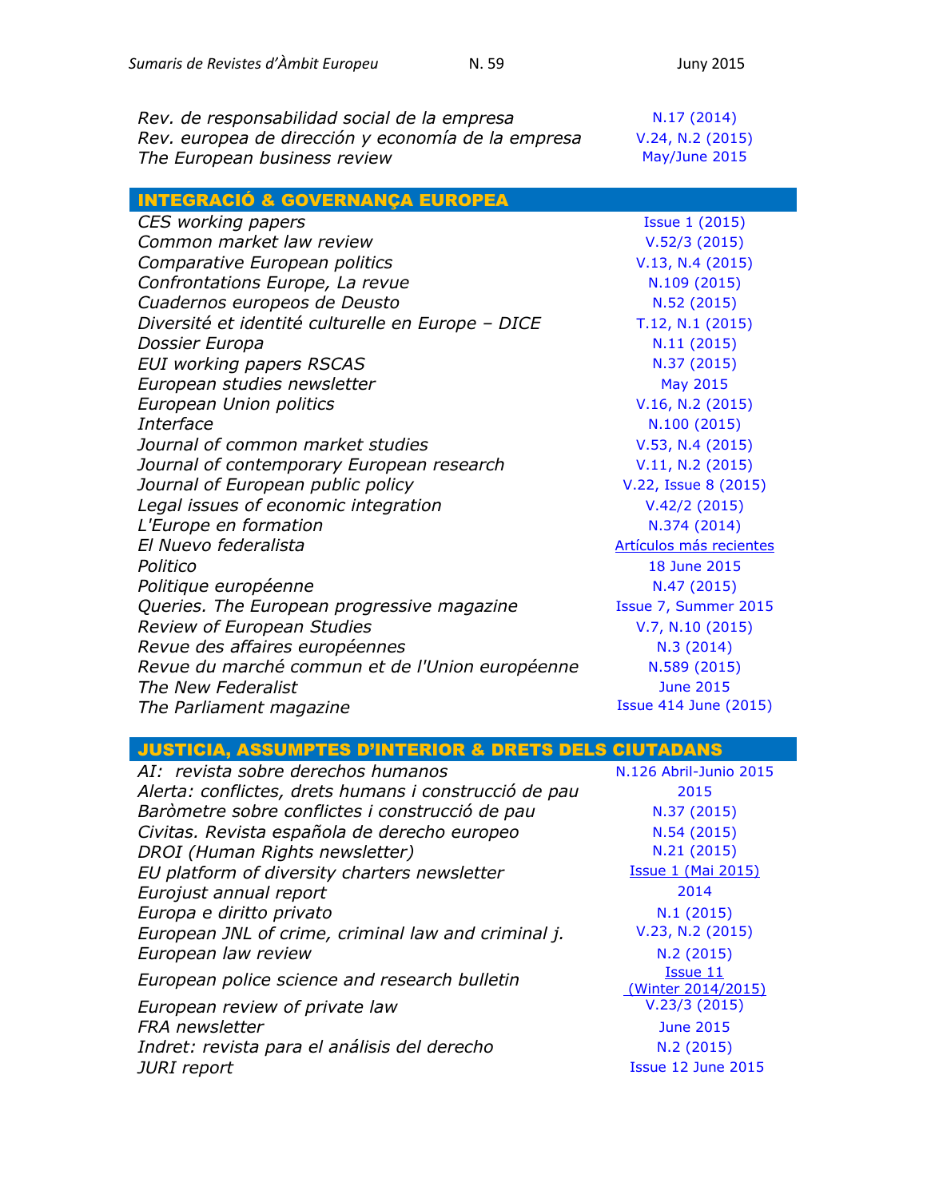| | |
|---|---|
| *Rev. de responsabilidad social de la empresa* | N.17 (2014) |
| *Rev. europea de dirección y economía de la empresa* | V.24, N.2 (2015) |
| *The European business review* | May/June 2015 |

## INTEGRACIÓ & GOVERNANÇA EUROPEA

| | |
|---|---|
| *CES working papers* | Issue 1 (2015) |
| *Common market law review* | V.52/3 (2015) |
| *Comparative European politics* | V.13, N.4 (2015) |
| *Confrontations Europe, La revue* | N.109 (2015) |
| *Cuadernos europeos de Deusto* | N.52 (2015) |
| *Diversité et identité culturelle en Europe – DICE* | T.12, N.1 (2015) |
| *Dossier Europa* | N.11 (2015) |
| *EUI working papers RSCAS* | N.37 (2015) |
| *European studies newsletter* | May 2015 |
| *European Union politics* | V.16, N.2 (2015) |
| *Interface* | N.100 (2015) |
| *Journal of common market studies* | V.53, N.4 (2015) |
| *Journal of contemporary European research* | V.11, N.2 (2015) |
| *Journal of European public policy* | V.22, Issue 8 (2015) |
| *Legal issues of economic integration* | V.42/2 (2015) |
| *L'Europe en formation* | N.374 (2014) |
| *El Nuevo federalista* | Artículos más recientes |
| *Politico* | 18 June 2015 |
| *Politique européenne* | N.47 (2015) |
| *Queries. The European progressive magazine* | Issue 7, Summer 2015 |
| *Review of European Studies* | V.7, N.10 (2015) |
| *Revue des affaires européennes* | N.3 (2014) |
| *Revue du marché commun et de l'Union européenne* | N.589 (2015) |
| *The New Federalist* | June 2015 |
| *The Parliament magazine* | Issue 414 June (2015) |

## JUSTICIA, ASSUMPTES D'INTERIOR & DRETS DELS CIUTADANS

| | |
|---|---|
| *AI: revista sobre derechos humanos* | N.126 Abril-Junio 2015 |
| *Alerta: conflictes, drets humans i construcció de pau* | 2015 |
| *Baròmetre sobre conflictes i construcció de pau* | N.37 (2015) |
| *Civitas. Revista española de derecho europeo* | N.54 (2015) |
| *DROI (Human Rights newsletter)* | N.21 (2015) |
| *EU platform of diversity charters newsletter* | Issue 1 (Mai 2015) |
| *Eurojust annual report* | 2014 |
| *Europa e diritto privato* | N.1 (2015) |
| *European JNL of crime, criminal law and criminal j.* | V.23, N.2 (2015) |
| *European law review* | N.2 (2015) |
| *European police science and research bulletin* | Issue 11 (Winter 2014/2015) |
| *European review of private law* | V.23/3 (2015) |
| *FRA newsletter* | June 2015 |
| *Indret: revista para el análisis del derecho* | N.2 (2015) |
| *JURI report* | Issue 12 June 2015 |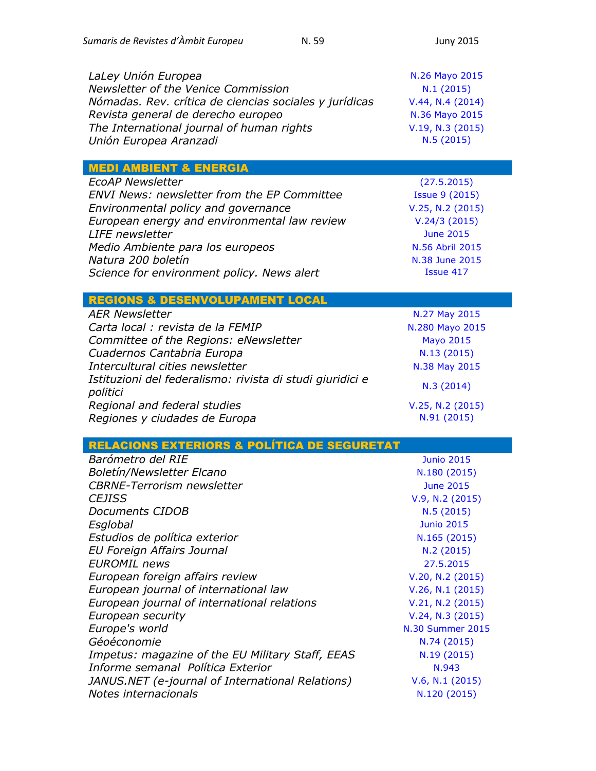| | |
|---|---|
| *LaLey Unión Europea* | N.26 Mayo 2015 |
| *Newsletter of the Venice Commission* | N.1 (2015) |
| *Nómadas. Rev. crítica de ciencias sociales y jurídicas* | V.44, N.4 (2014) |
| *Revista general de derecho europeo* | N.36 Mayo 2015 |
| *The International journal of human rights* | V.19, N.3 (2015) |
| *Unión Europea Aranzadi* | N.5 (2015) |

## MEDI AMBIENT & ENERGIA

| | |
|---|---|
| *EcoAP Newsletter* | (27.5.2015) |
| *ENVI News: newsletter from the EP Committee* | Issue 9 (2015) |
| *Environmental policy and governance* | V.25, N.2 (2015) |
| *European energy and environmental law review* | V.24/3 (2015) |
| *LIFE newsletter* | June 2015 |
| *Medio Ambiente para los europeos* | N.56 Abril 2015 |
| *Natura 200 boletín* | N.38 June 2015 |
| *Science for environment policy. News alert* | Issue 417 |

## REGIONS & DESENVOLUPAMENT LOCAL

| | |
|---|---|
| *AER Newsletter* | N.27 May 2015 |
| *Carta local : revista de la FEMIP* | N.280 Mayo 2015 |
| *Committee of the Regions: eNewsletter* | Mayo 2015 |
| *Cuadernos Cantabria Europa* | N.13 (2015) |
| *Intercultural cities newsletter* | N.38 May 2015 |
| *Istituzioni del federalismo: rivista di studi giuridici e politici* | N.3 (2014) |
| *Regional and federal studies* | V.25, N.2 (2015) |
| *Regiones y ciudades de Europa* | N.91 (2015) |

## RELACIONS EXTERIORS & POLÍTICA DE SEGURETAT

| | |
|---|---|
| *Barómetro del RIE* | Junio 2015 |
| *Boletín/Newsletter Elcano* | N.180 (2015) |
| *CBRNE-Terrorism newsletter* | June 2015 |
| *CEJISS* | V.9, N.2 (2015) |
| *Documents CIDOB* | N.5 (2015) |
| *Esglobal* | Junio 2015 |
| *Estudios de política exterior* | N.165 (2015) |
| *EU Foreign Affairs Journal* | N.2 (2015) |
| *EUROMIL news* | 27.5.2015 |
| *European foreign affairs review* | V.20, N.2 (2015) |
| *European journal of international law* | V.26, N.1 (2015) |
| *European journal of international relations* | V.21, N.2 (2015) |
| *European security* | V.24, N.3 (2015) |
| *Europe's world* | N.30 Summer 2015 |
| *Géoéconomie* | N.74 (2015) |
| *Impetus: magazine of the EU Military Staff, EEAS* | N.19 (2015) |
| *Informe semanal Política Exterior* | N.943 |
| *JANUS.NET (e-journal of International Relations)* | V.6, N.1 (2015) |
| *Notes internacionals* | N.120 (2015) |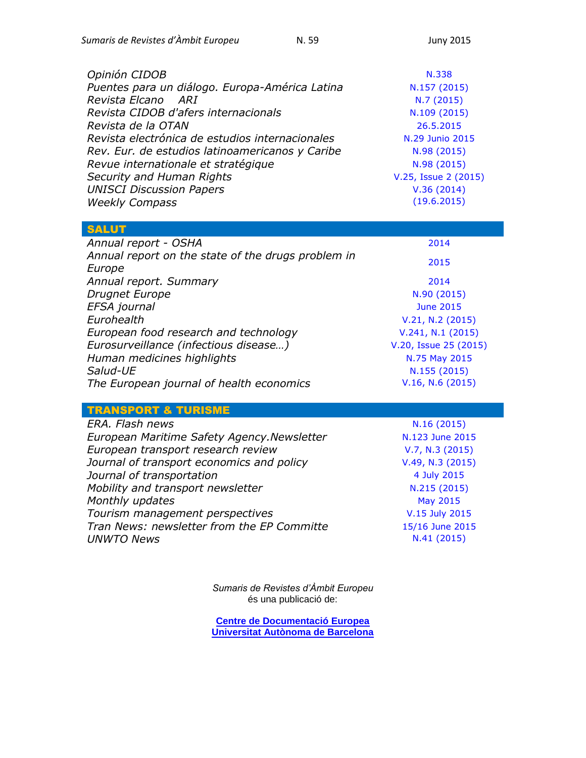| | |
|---|---|
| *Opinión CIDOB* | N.338 |
| *Puentes para un diálogo. Europa-América Latina* | N.157 (2015) |
| *Revista Elcano ARI* | N.7 (2015) |
| *Revista CIDOB d'afers internacionals* | N.109 (2015) |
| *Revista de la OTAN* | 26.5.2015 |
| *Revista electrónica de estudios internacionales* | N.29 Junio 2015 |
| *Rev. Eur. de estudios latinoamericanos y Caribe* | N.98 (2015) |
| *Revue internationale et stratégique* | N.98 (2015) |
| *Security and Human Rights* | V.25, Issue 2 (2015) |
| *UNISCI Discussion Papers* | V.36 (2014) |
| *Weekly Compass* | (19.6.2015) |

## SALUT

| | |
|---|---|
| *Annual report - OSHA* | 2014 |
| *Annual report on the state of the drugs problem in Europe* | 2015 |
| *Annual report. Summary* | 2014 |
| *Drugnet Europe* | N.90 (2015) |
| *EFSA journal* | June 2015 |
| *Eurohealth* | V.21, N.2 (2015) |
| *European food research and technology* | V.241, N.1 (2015) |
| *Eurosurveillance (infectious disease…)* | V.20, Issue 25 (2015) |
| *Human medicines highlights* | N.75 May 2015 |
| *Salud-UE* | N.155 (2015) |
| *The European journal of health economics* | V.16, N.6 (2015) |

## TRANSPORT & TURISME

| | |
|---|---|
| *ERA. Flash news* | N.16 (2015) |
| *European Maritime Safety Agency.Newsletter* | N.123 June 2015 |
| *European transport research review* | V.7, N.3 (2015) |
| *Journal of transport economics and policy* | V.49, N.3 (2015) |
| *Journal of transportation* | 4 July 2015 |
| *Mobility and transport newsletter* | N.215 (2015) |
| *Monthly updates* | May 2015 |
| *Tourism management perspectives* | V.15 July 2015 |
| *Tran News: newsletter from the EP Committe* | 15/16 June 2015 |
| *UNWTO News* | N.41 (2015) |

*Sumaris de Revistes d'Àmbit Europeu*
és una publicació de:

**Centre de Documentació Europea**
**Universitat Autònoma de Barcelona**